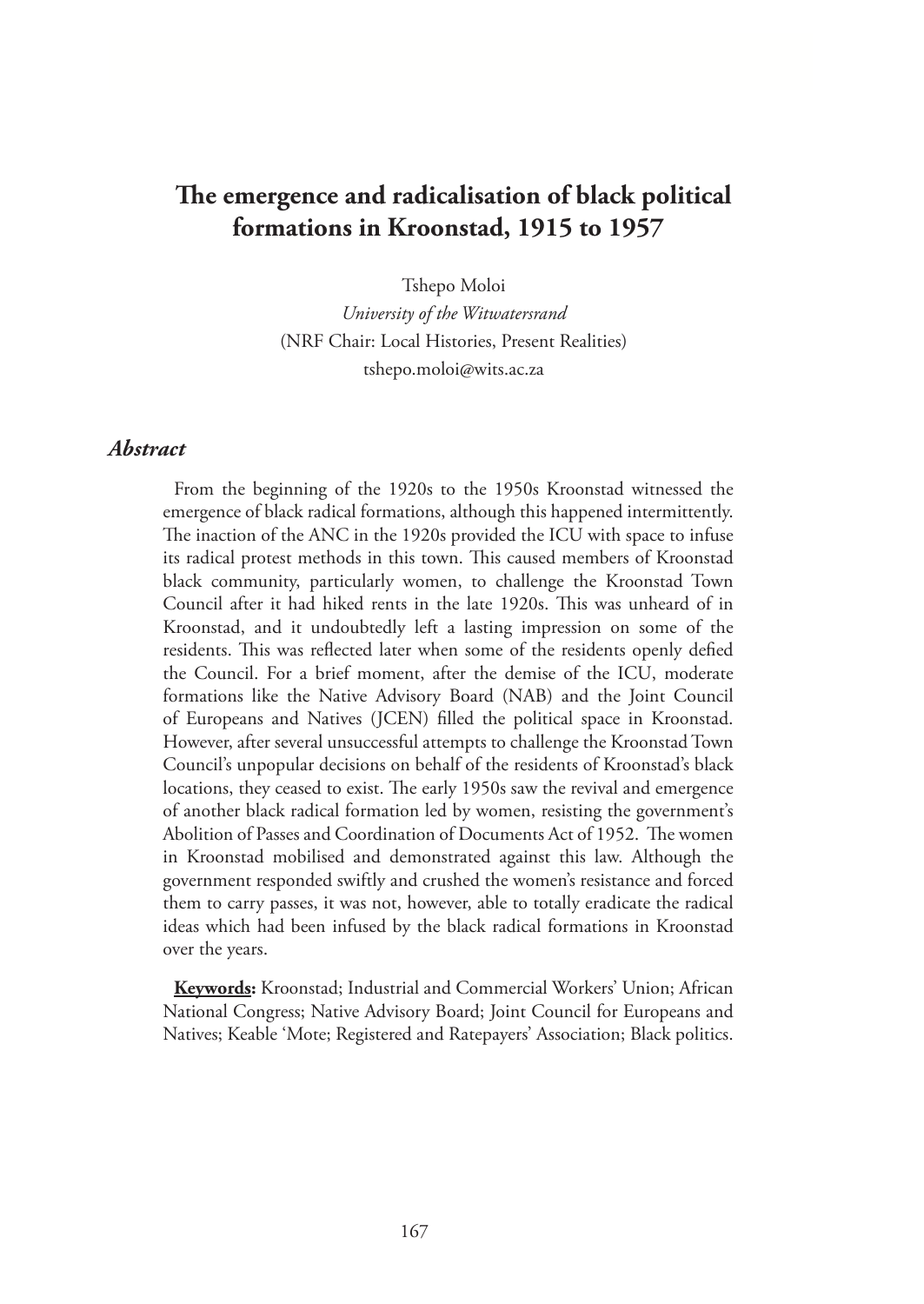# The emergence and radicalisation of black political formations in Kroonstad, 1915 to 1957

Tshepo Moloi

*University of the Witwatersrand*

(NRF Chair: Local Histories, Present Realities)

tshepo.moloi@wits.ac.za

## *Abstract*

From the beginning of the 1920s to the 1950s Kroonstad witnessed the emergence of black radical formations, although this happened intermittently. The inaction of the ANC in the 1920s provided the ICU with space to infuse its radical protest methods in this town. This caused members of Kroonstad black community, particularly women, to challenge the Kroonstad Town Council after it had hiked rents in the late 1920s. This was unheard of in Kroonstad, and it undoubtedly left a lasting impression on some of the residents. This was reflected later when some of the residents openly defied the Council. For a brief moment, after the demise of the ICU, moderate formations like the Native Advisory Board (NAB) and the Joint Council of Europeans and Natives (JCEN) filled the political space in Kroonstad. However, after several unsuccessful attempts to challenge the Kroonstad Town Council's unpopular decisions on behalf of the residents of Kroonstad's black locations, they ceased to exist. The early 1950s saw the revival and emergence of another black radical formation led by women, resisting the government's Abolition of Passes and Coordination of Documents Act of 1952. The women in Kroonstad mobilised and demonstrated against this law. Although the government responded swiftly and crushed the women's resistance and forced them to carry passes, it was not, however, able to totally eradicate the radical ideas which had been infused by the black radical formations in Kroonstad over the years.

**Keywords:** Kroonstad; Industrial and Commercial Workers' Union; African National Congress; Native Advisory Board; Joint Council for Europeans and Natives; Keable 'Mote; Registered and Ratepayers' Association; Black politics.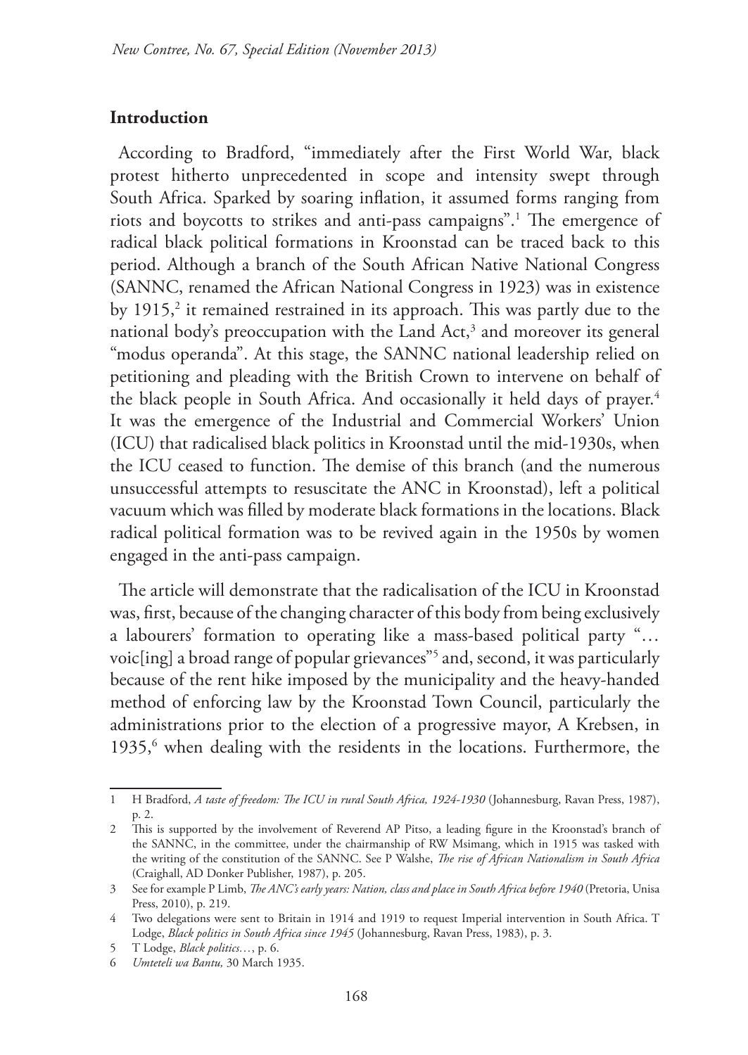## Introduction

According to Bradford, "immediately after the First World War, black protest hitherto unprecedented in scope and intensity swept through South Africa. Sparked by soaring inflation, it assumed forms ranging from riots and boycotts to strikes and anti-pass campaigns".[1] The emergence of radical black political formations in Kroonstad can be traced back to this period. Although a branch of the South African Native National Congress (SANNC, renamed the African National Congress in 1923) was in existence by 1915,[2] it remained restrained in its approach. This was partly due to the national body's preoccupation with the Land Act,[3] and moreover its general "modus operanda". At this stage, the SANNC national leadership relied on petitioning and pleading with the British Crown to intervene on behalf of the black people in South Africa. And occasionally it held days of prayer.[4] It was the emergence of the Industrial and Commercial Workers' Union (ICU) that radicalised black politics in Kroonstad until the mid-1930s, when the ICU ceased to function. The demise of this branch (and the numerous unsuccessful attempts to resuscitate the ANC in Kroonstad), left a political vacuum which was filled by moderate black formations in the locations. Black radical political formation was to be revived again in the 1950s by women engaged in the anti-pass campaign.

The article will demonstrate that the radicalisation of the ICU in Kroonstad was, first, because of the changing character of this body from being exclusively a labourers' formation to operating like a mass-based political party "… voic[ing] a broad range of popular grievances"[5] and, second, it was particularly because of the rent hike imposed by the municipality and the heavy-handed method of enforcing law by the Kroonstad Town Council, particularly the administrations prior to the election of a progressive mayor, A Krebsen, in 1935,[6] when dealing with the residents in the locations. Furthermore, the

---

1 H Bradford, *A taste of freedom: The ICU in rural South Africa, 1924-1930* (Johannesburg, Ravan Press, 1987), p. 2.

2 This is supported by the involvement of Reverend AP Pitso, a leading figure in the Kroonstad's branch of the SANNC, in the committee, under the chairmanship of RW Msimang, which in 1915 was tasked with the writing of the constitution of the SANNC. See P Walshe, *The rise of African Nationalism in South Africa* (Craighall, AD Donker Publisher, 1987), p. 205.

3 See for example P Limb, *The ANC's early years: Nation, class and place in South Africa before 1940* (Pretoria, Unisa Press, 2010), p. 219.

4 Two delegations were sent to Britain in 1914 and 1919 to request Imperial intervention in South Africa. T Lodge, *Black politics in South Africa since 1945* (Johannesburg, Ravan Press, 1983), p. 3.

5 T Lodge, *Black politics…*, p. 6.

6 *Umteteli wa Bantu,* 30 March 1935.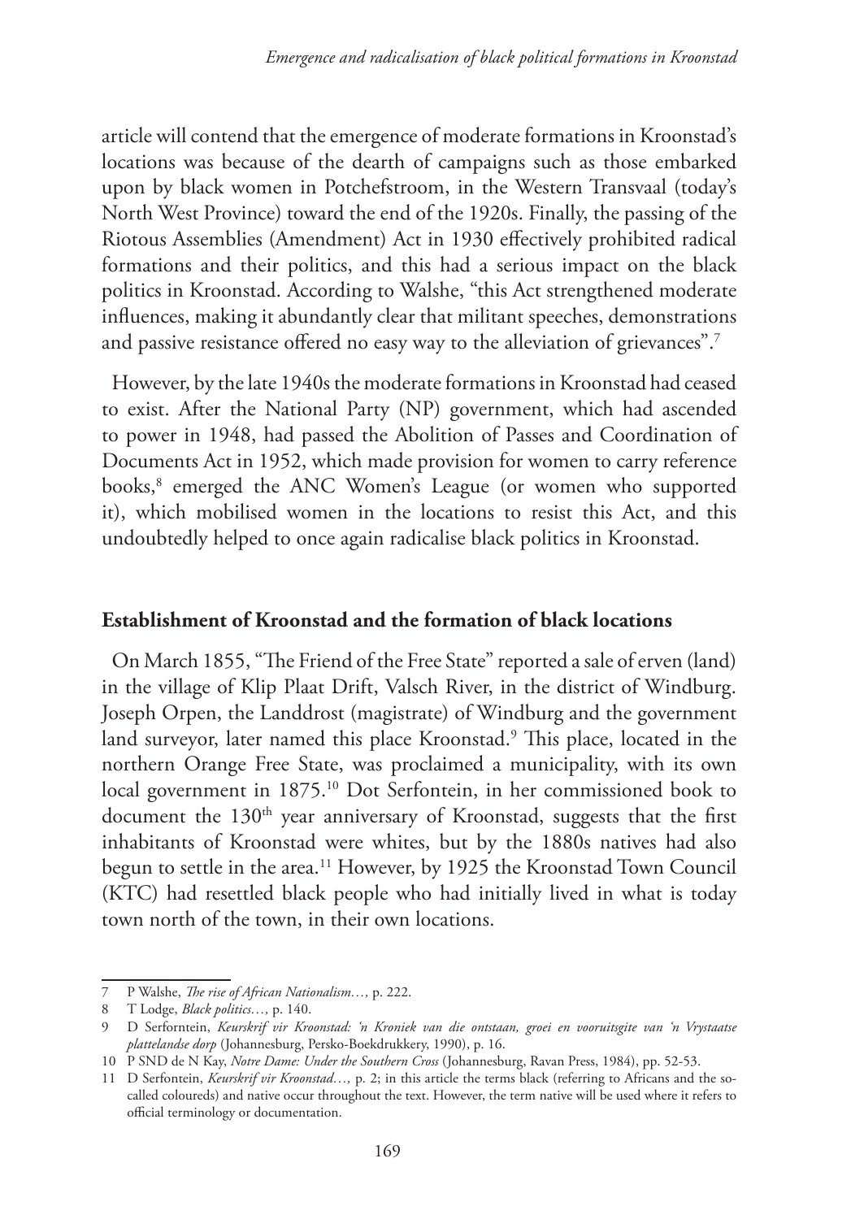article will contend that the emergence of moderate formations in Kroonstad's locations was because of the dearth of campaigns such as those embarked upon by black women in Potchefstroom, in the Western Transvaal (today's North West Province) toward the end of the 1920s. Finally, the passing of the Riotous Assemblies (Amendment) Act in 1930 effectively prohibited radical formations and their politics, and this had a serious impact on the black politics in Kroonstad. According to Walshe, "this Act strengthened moderate influences, making it abundantly clear that militant speeches, demonstrations and passive resistance offered no easy way to the alleviation of grievances".[7]

However, by the late 1940s the moderate formations in Kroonstad had ceased to exist. After the National Party (NP) government, which had ascended to power in 1948, had passed the Abolition of Passes and Coordination of Documents Act in 1952, which made provision for women to carry reference books,[8] emerged the ANC Women's League (or women who supported it), which mobilised women in the locations to resist this Act, and this undoubtedly helped to once again radicalise black politics in Kroonstad.

## Establishment of Kroonstad and the formation of black locations

On March 1855, "The Friend of the Free State" reported a sale of erven (land) in the village of Klip Plaat Drift, Valsch River, in the district of Windburg. Joseph Orpen, the Landdrost (magistrate) of Windburg and the government land surveyor, later named this place Kroonstad.[9] This place, located in the northern Orange Free State, was proclaimed a municipality, with its own local government in 1875.[10] Dot Serfontein, in her commissioned book to document the 130th year anniversary of Kroonstad, suggests that the first inhabitants of Kroonstad were whites, but by the 1880s natives had also begun to settle in the area.[11] However, by 1925 the Kroonstad Town Council (KTC) had resettled black people who had initially lived in what is today town north of the town, in their own locations.

---

7 P Walshe, *The rise of African Nationalism…,* p. 222.

8 T Lodge, *Black politics…,* p. 140.

9 D Serforntein, *Keurskrif vir Kroonstad: 'n Kroniek van die ontstaan, groei en vooruitsgite van 'n Vrystaatse plattelandse dorp* (Johannesburg, Persko-Boekdrukkery, 1990), p. 16.

10 P SND de N Kay, *Notre Dame: Under the Southern Cross* (Johannesburg, Ravan Press, 1984), pp. 52-53.

11 D Serfontein, *Keurskrif vir Kroonstad…,* p. 2; in this article the terms black (referring to Africans and the so-called coloureds) and native occur throughout the text. However, the term native will be used where it refers to official terminology or documentation.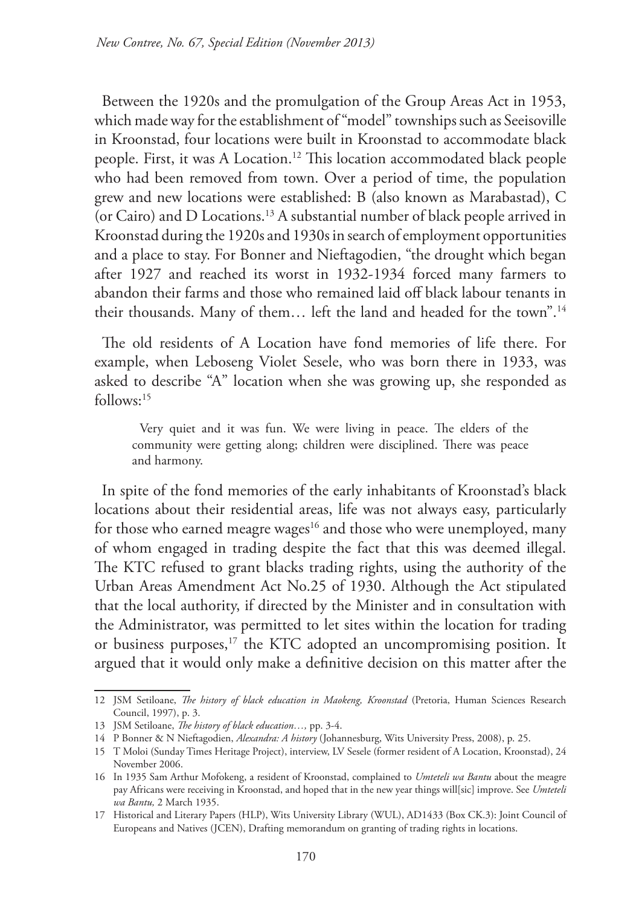Between the 1920s and the promulgation of the Group Areas Act in 1953, which made way for the establishment of "model" townships such as Seeisoville in Kroonstad, four locations were built in Kroonstad to accommodate black people. First, it was A Location.[12] This location accommodated black people who had been removed from town. Over a period of time, the population grew and new locations were established: B (also known as Marabastad), C (or Cairo) and D Locations.[13] A substantial number of black people arrived in Kroonstad during the 1920s and 1930s in search of employment opportunities and a place to stay. For Bonner and Nieftagodien, "the drought which began after 1927 and reached its worst in 1932-1934 forced many farmers to abandon their farms and those who remained laid off black labour tenants in their thousands. Many of them… left the land and headed for the town".[14]

The old residents of A Location have fond memories of life there. For example, when Leboseng Violet Sesele, who was born there in 1933, was asked to describe "A" location when she was growing up, she responded as follows:[15]

> Very quiet and it was fun. We were living in peace. The elders of the community were getting along; children were disciplined. There was peace and harmony.

In spite of the fond memories of the early inhabitants of Kroonstad's black locations about their residential areas, life was not always easy, particularly for those who earned meagre wages[16] and those who were unemployed, many of whom engaged in trading despite the fact that this was deemed illegal. The KTC refused to grant blacks trading rights, using the authority of the Urban Areas Amendment Act No.25 of 1930. Although the Act stipulated that the local authority, if directed by the Minister and in consultation with the Administrator, was permitted to let sites within the location for trading or business purposes,[17] the KTC adopted an uncompromising position. It argued that it would only make a definitive decision on this matter after the

---

12 JSM Setiloane, *The history of black education in Maokeng, Kroonstad* (Pretoria, Human Sciences Research Council, 1997), p. 3.

13 JSM Setiloane, *The history of black education…,* pp. 3-4.

14 P Bonner & N Nieftagodien, *Alexandra: A history* (Johannesburg, Wits University Press, 2008), p. 25.

15 T Moloi (Sunday Times Heritage Project), interview, LV Sesele (former resident of A Location, Kroonstad), 24 November 2006.

16 In 1935 Sam Arthur Mofokeng, a resident of Kroonstad, complained to *Umteteli wa Bantu* about the meagre pay Africans were receiving in Kroonstad, and hoped that in the new year things will[sic] improve. See *Umteteli wa Bantu,* 2 March 1935.

17 Historical and Literary Papers (HLP), Wits University Library (WUL), AD1433 (Box CK.3): Joint Council of Europeans and Natives (JCEN), Drafting memorandum on granting of trading rights in locations.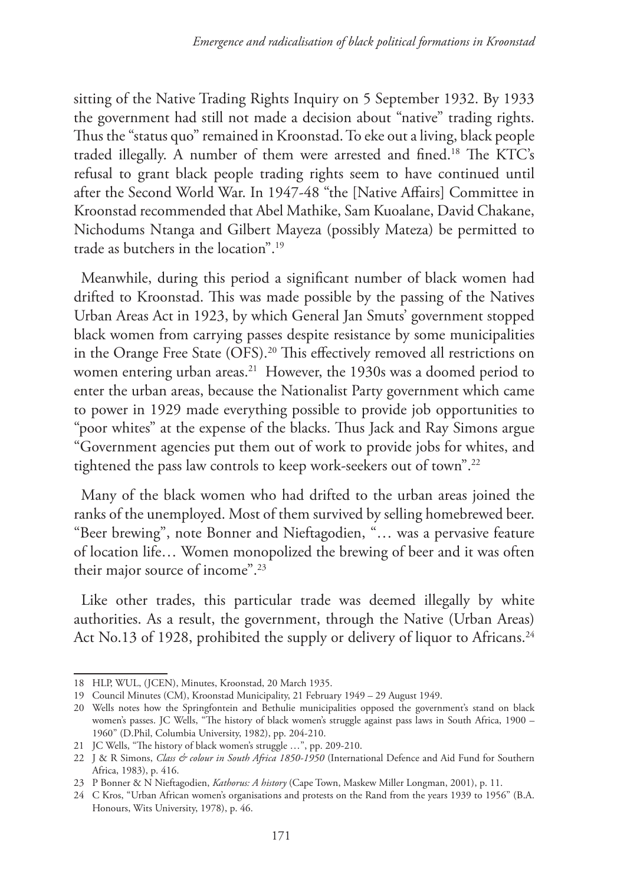sitting of the Native Trading Rights Inquiry on 5 September 1932. By 1933 the government had still not made a decision about "native" trading rights. Thus the "status quo" remained in Kroonstad. To eke out a living, black people traded illegally. A number of them were arrested and fined.[18] The KTC's refusal to grant black people trading rights seem to have continued until after the Second World War. In 1947-48 "the [Native Affairs] Committee in Kroonstad recommended that Abel Mathike, Sam Kuoalane, David Chakane, Nichodums Ntanga and Gilbert Mayeza (possibly Mateza) be permitted to trade as butchers in the location".[19]

Meanwhile, during this period a significant number of black women had drifted to Kroonstad. This was made possible by the passing of the Natives Urban Areas Act in 1923, by which General Jan Smuts' government stopped black women from carrying passes despite resistance by some municipalities in the Orange Free State (OFS).[20] This effectively removed all restrictions on women entering urban areas.[21] However, the 1930s was a doomed period to enter the urban areas, because the Nationalist Party government which came to power in 1929 made everything possible to provide job opportunities to "poor whites" at the expense of the blacks. Thus Jack and Ray Simons argue "Government agencies put them out of work to provide jobs for whites, and tightened the pass law controls to keep work-seekers out of town".[22]

Many of the black women who had drifted to the urban areas joined the ranks of the unemployed. Most of them survived by selling homebrewed beer. "Beer brewing", note Bonner and Nieftagodien, "… was a pervasive feature of location life… Women monopolized the brewing of beer and it was often their major source of income".[23]

Like other trades, this particular trade was deemed illegally by white authorities. As a result, the government, through the Native (Urban Areas) Act No.13 of 1928, prohibited the supply or delivery of liquor to Africans.[24]

---

18 HLP, WUL, (JCEN), Minutes, Kroonstad, 20 March 1935.

19 Council Minutes (CM), Kroonstad Municipality, 21 February 1949 – 29 August 1949.

20 Wells notes how the Springfontein and Bethulie municipalities opposed the government's stand on black women's passes. JC Wells, "The history of black women's struggle against pass laws in South Africa, 1900 – 1960" (D.Phil, Columbia University, 1982), pp. 204-210.

21 JC Wells, "The history of black women's struggle …", pp. 209-210.

22 J & R Simons, *Class & colour in South Africa 1850-1950* (International Defence and Aid Fund for Southern Africa, 1983), p. 416.

23 P Bonner & N Nieftagodien, *Kathorus: A history* (Cape Town, Maskew Miller Longman, 2001), p. 11.

24 C Kros, "Urban African women's organisations and protests on the Rand from the years 1939 to 1956" (B.A. Honours, Wits University, 1978), p. 46.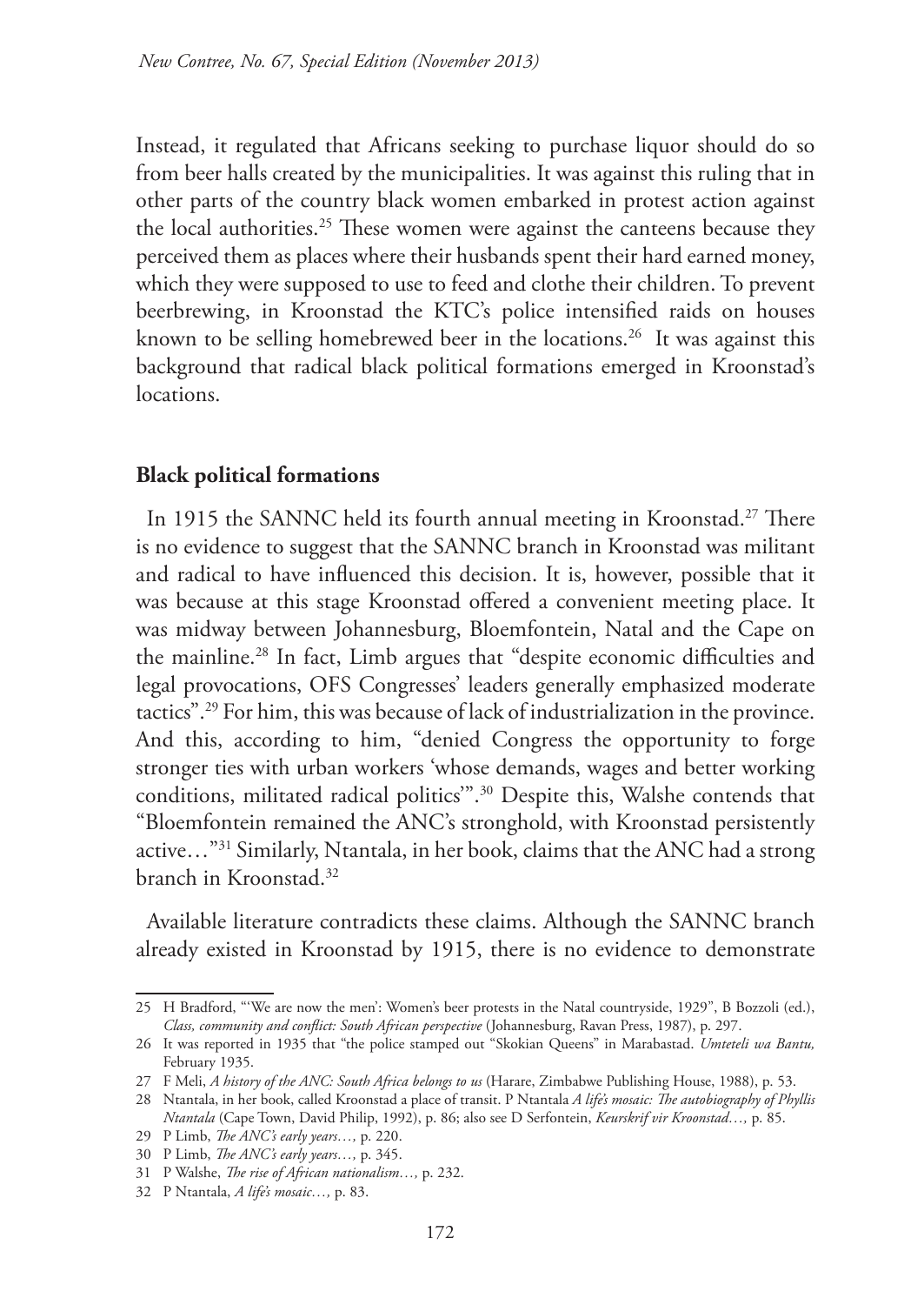Instead, it regulated that Africans seeking to purchase liquor should do so from beer halls created by the municipalities. It was against this ruling that in other parts of the country black women embarked in protest action against the local authorities.[25] These women were against the canteens because they perceived them as places where their husbands spent their hard earned money, which they were supposed to use to feed and clothe their children. To prevent beerbrewing, in Kroonstad the KTC's police intensified raids on houses known to be selling homebrewed beer in the locations.[26] It was against this background that radical black political formations emerged in Kroonstad's locations.

## Black political formations

In 1915 the SANNC held its fourth annual meeting in Kroonstad.[27] There is no evidence to suggest that the SANNC branch in Kroonstad was militant and radical to have influenced this decision. It is, however, possible that it was because at this stage Kroonstad offered a convenient meeting place. It was midway between Johannesburg, Bloemfontein, Natal and the Cape on the mainline.[28] In fact, Limb argues that "despite economic difficulties and legal provocations, OFS Congresses' leaders generally emphasized moderate tactics".[29] For him, this was because of lack of industrialization in the province. And this, according to him, "denied Congress the opportunity to forge stronger ties with urban workers 'whose demands, wages and better working conditions, militated radical politics'".[30] Despite this, Walshe contends that "Bloemfontein remained the ANC's stronghold, with Kroonstad persistently active…"[31] Similarly, Ntantala, in her book, claims that the ANC had a strong branch in Kroonstad.[32]

Available literature contradicts these claims. Although the SANNC branch already existed in Kroonstad by 1915, there is no evidence to demonstrate

---

25 H Bradford, "'We are now the men': Women's beer protests in the Natal countryside, 1929", B Bozzoli (ed.), *Class, community and conflict: South African perspective* (Johannesburg, Ravan Press, 1987), p. 297.

26 It was reported in 1935 that "the police stamped out "Skokian Queens" in Marabastad. *Umteteli wa Bantu,* February 1935.

27 F Meli, *A history of the ANC: South Africa belongs to us* (Harare, Zimbabwe Publishing House, 1988), p. 53.

28 Ntantala, in her book, called Kroonstad a place of transit. P Ntantala *A life's mosaic: The autobiography of Phyllis Ntantala* (Cape Town, David Philip, 1992), p. 86; also see D Serfontein, *Keurskrif vir Kroonstad…,* p. 85.

29 P Limb, *The ANC's early years…,* p. 220.

30 P Limb, *The ANC's early years…,* p. 345.

31 P Walshe, *The rise of African nationalism…,* p. 232.

32 P Ntantala, *A life's mosaic…,* p. 83.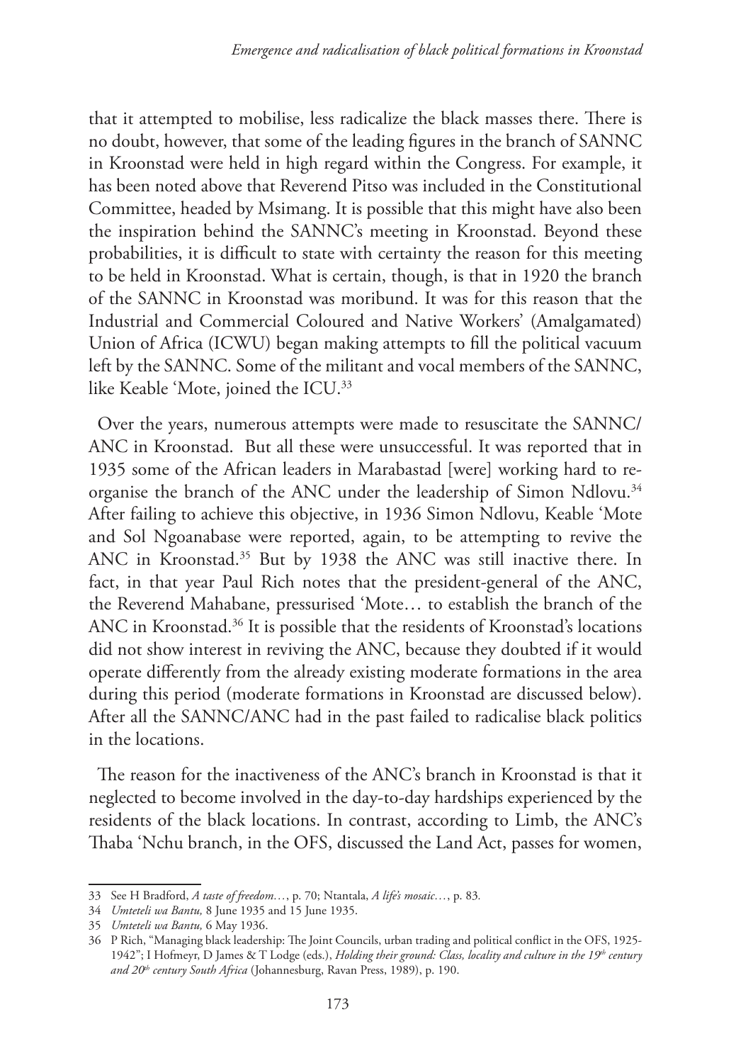that it attempted to mobilise, less radicalize the black masses there. There is no doubt, however, that some of the leading figures in the branch of SANNC in Kroonstad were held in high regard within the Congress. For example, it has been noted above that Reverend Pitso was included in the Constitutional Committee, headed by Msimang. It is possible that this might have also been the inspiration behind the SANNC's meeting in Kroonstad. Beyond these probabilities, it is difficult to state with certainty the reason for this meeting to be held in Kroonstad. What is certain, though, is that in 1920 the branch of the SANNC in Kroonstad was moribund. It was for this reason that the Industrial and Commercial Coloured and Native Workers' (Amalgamated) Union of Africa (ICWU) began making attempts to fill the political vacuum left by the SANNC. Some of the militant and vocal members of the SANNC, like Keable 'Mote, joined the ICU.[33]

Over the years, numerous attempts were made to resuscitate the SANNC/ANC in Kroonstad. But all these were unsuccessful. It was reported that in 1935 some of the African leaders in Marabastad [were] working hard to re-organise the branch of the ANC under the leadership of Simon Ndlovu.[34] After failing to achieve this objective, in 1936 Simon Ndlovu, Keable 'Mote and Sol Ngoanabase were reported, again, to be attempting to revive the ANC in Kroonstad.[35] But by 1938 the ANC was still inactive there. In fact, in that year Paul Rich notes that the president-general of the ANC, the Reverend Mahabane, pressurised 'Mote… to establish the branch of the ANC in Kroonstad.[36] It is possible that the residents of Kroonstad's locations did not show interest in reviving the ANC, because they doubted if it would operate differently from the already existing moderate formations in the area during this period (moderate formations in Kroonstad are discussed below). After all the SANNC/ANC had in the past failed to radicalise black politics in the locations.

The reason for the inactiveness of the ANC's branch in Kroonstad is that it neglected to become involved in the day-to-day hardships experienced by the residents of the black locations. In contrast, according to Limb, the ANC's Thaba 'Nchu branch, in the OFS, discussed the Land Act, passes for women,

---

33 See H Bradford, *A taste of freedom…*, p. 70; Ntantala, *A life's mosaic…*, p. 83.

34 *Umteteli wa Bantu,* 8 June 1935 and 15 June 1935.

35 *Umteteli wa Bantu,* 6 May 1936.

36 P Rich, "Managing black leadership: The Joint Councils, urban trading and political conflict in the OFS, 1925-1942"; I Hofmeyr, D James & T Lodge (eds.), *Holding their ground: Class, locality and culture in the 19th century and 20th century South Africa* (Johannesburg, Ravan Press, 1989), p. 190.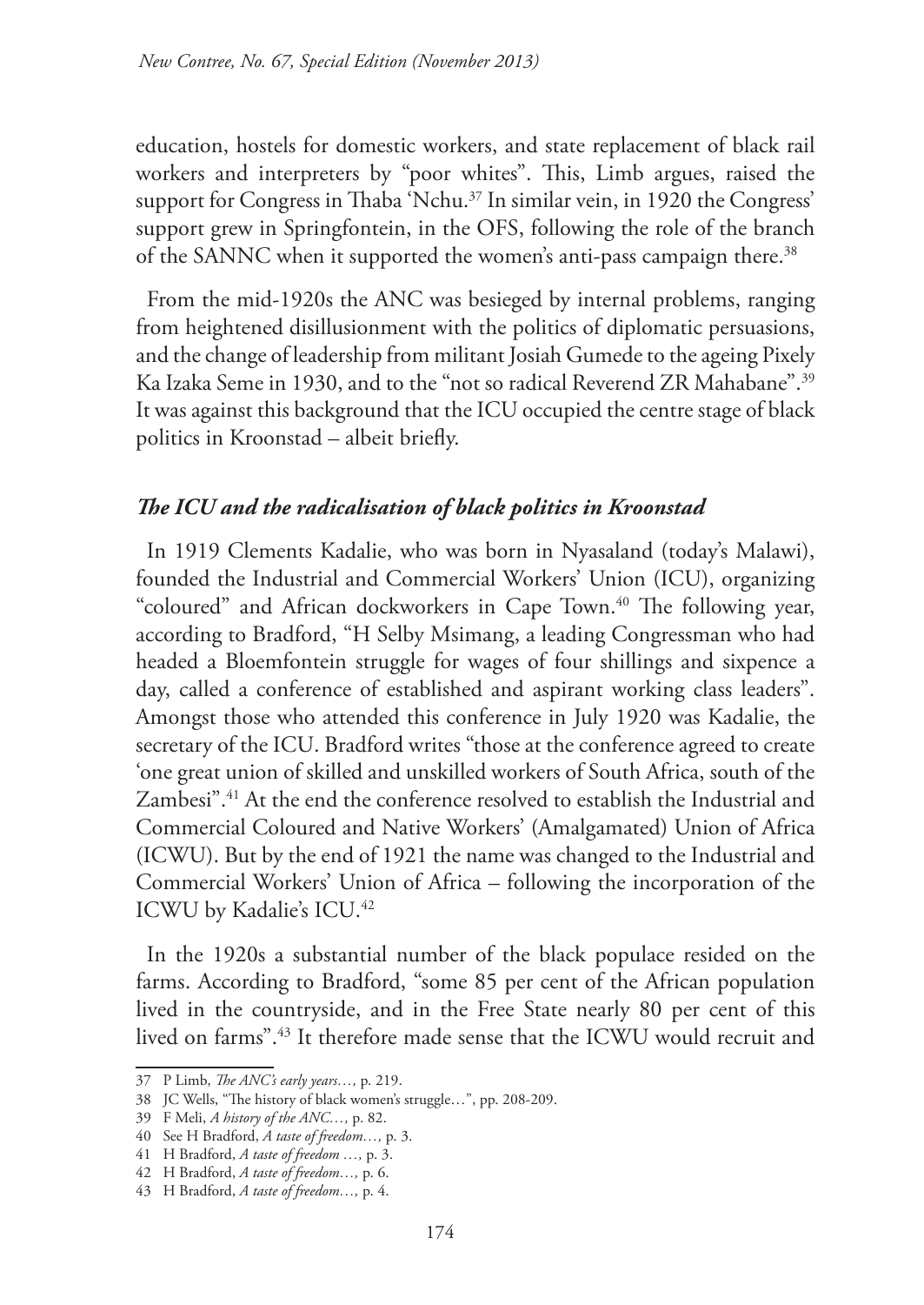education, hostels for domestic workers, and state replacement of black rail workers and interpreters by "poor whites". This, Limb argues, raised the support for Congress in Thaba 'Nchu.[37] In similar vein, in 1920 the Congress' support grew in Springfontein, in the OFS, following the role of the branch of the SANNC when it supported the women's anti-pass campaign there.[38]

From the mid-1920s the ANC was besieged by internal problems, ranging from heightened disillusionment with the politics of diplomatic persuasions, and the change of leadership from militant Josiah Gumede to the ageing Pixely Ka Izaka Seme in 1930, and to the "not so radical Reverend ZR Mahabane".[39] It was against this background that the ICU occupied the centre stage of black politics in Kroonstad – albeit briefly.

### *The ICU and the radicalisation of black politics in Kroonstad*

In 1919 Clements Kadalie, who was born in Nyasaland (today's Malawi), founded the Industrial and Commercial Workers' Union (ICU), organizing "coloured" and African dockworkers in Cape Town.[40] The following year, according to Bradford, "H Selby Msimang, a leading Congressman who had headed a Bloemfontein struggle for wages of four shillings and sixpence a day, called a conference of established and aspirant working class leaders". Amongst those who attended this conference in July 1920 was Kadalie, the secretary of the ICU. Bradford writes "those at the conference agreed to create 'one great union of skilled and unskilled workers of South Africa, south of the Zambesi".[41] At the end the conference resolved to establish the Industrial and Commercial Coloured and Native Workers' (Amalgamated) Union of Africa (ICWU). But by the end of 1921 the name was changed to the Industrial and Commercial Workers' Union of Africa – following the incorporation of the ICWU by Kadalie's ICU.[42]

In the 1920s a substantial number of the black populace resided on the farms. According to Bradford, "some 85 per cent of the African population lived in the countryside, and in the Free State nearly 80 per cent of this lived on farms".[43] It therefore made sense that the ICWU would recruit and

---

37 P Limb, *The ANC's early years…,* p. 219.

38 JC Wells, "The history of black women's struggle…", pp. 208-209.

39 F Meli, *A history of the ANC…,* p. 82.

40 See H Bradford, *A taste of freedom…,* p. 3.

41 H Bradford, *A taste of freedom …,* p. 3.

42 H Bradford, *A taste of freedom…,* p. 6.

43 H Bradford, *A taste of freedom…,* p. 4.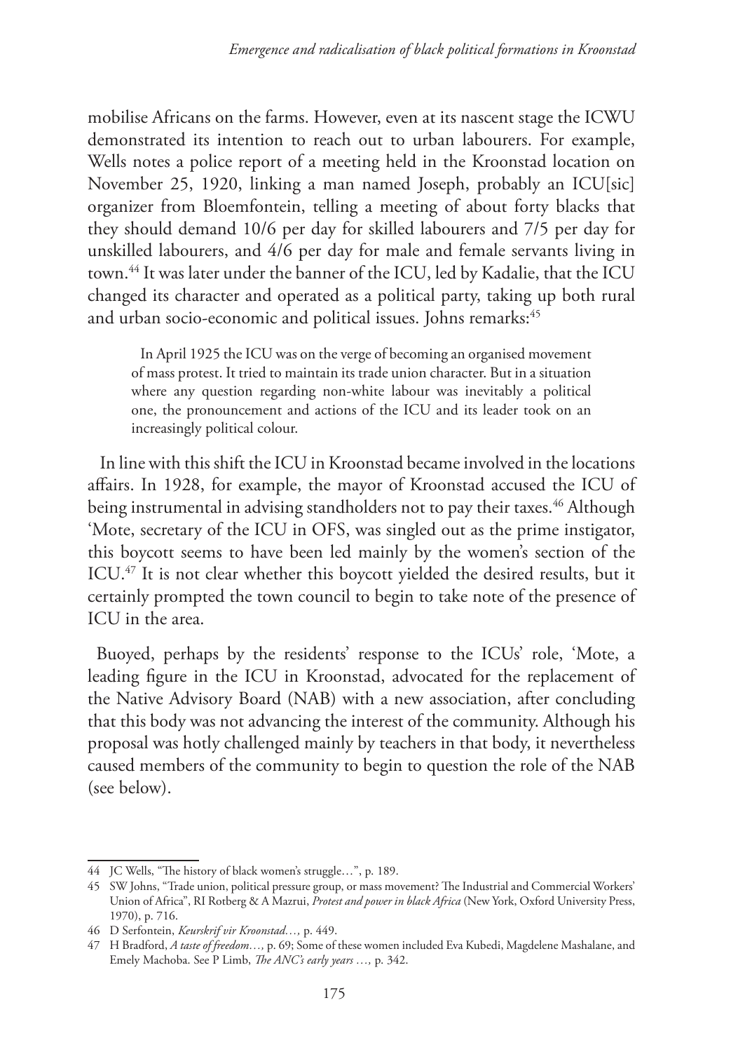mobilise Africans on the farms. However, even at its nascent stage the ICWU demonstrated its intention to reach out to urban labourers. For example, Wells notes a police report of a meeting held in the Kroonstad location on November 25, 1920, linking a man named Joseph, probably an ICU[sic] organizer from Bloemfontein, telling a meeting of about forty blacks that they should demand 10/6 per day for skilled labourers and 7/5 per day for unskilled labourers, and 4/6 per day for male and female servants living in town.[44] It was later under the banner of the ICU, led by Kadalie, that the ICU changed its character and operated as a political party, taking up both rural and urban socio-economic and political issues. Johns remarks:[45]

> In April 1925 the ICU was on the verge of becoming an organised movement of mass protest. It tried to maintain its trade union character. But in a situation where any question regarding non-white labour was inevitably a political one, the pronouncement and actions of the ICU and its leader took on an increasingly political colour.

In line with this shift the ICU in Kroonstad became involved in the locations affairs. In 1928, for example, the mayor of Kroonstad accused the ICU of being instrumental in advising standholders not to pay their taxes.[46] Although 'Mote, secretary of the ICU in OFS, was singled out as the prime instigator, this boycott seems to have been led mainly by the women's section of the ICU.[47] It is not clear whether this boycott yielded the desired results, but it certainly prompted the town council to begin to take note of the presence of ICU in the area.

Buoyed, perhaps by the residents' response to the ICUs' role, 'Mote, a leading figure in the ICU in Kroonstad, advocated for the replacement of the Native Advisory Board (NAB) with a new association, after concluding that this body was not advancing the interest of the community. Although his proposal was hotly challenged mainly by teachers in that body, it nevertheless caused members of the community to begin to question the role of the NAB (see below).

---

44 JC Wells, "The history of black women's struggle…", p. 189.

45 SW Johns, "Trade union, political pressure group, or mass movement? The Industrial and Commercial Workers' Union of Africa", RI Rotberg & A Mazrui, *Protest and power in black Africa* (New York, Oxford University Press, 1970), p. 716.

46 D Serfontein, *Keurskrif vir Kroonstad…,* p. 449.

47 H Bradford, *A taste of freedom…,* p. 69; Some of these women included Eva Kubedi, Magdelene Mashalane, and Emely Machoba. See P Limb, *The ANC's early years …,* p. 342.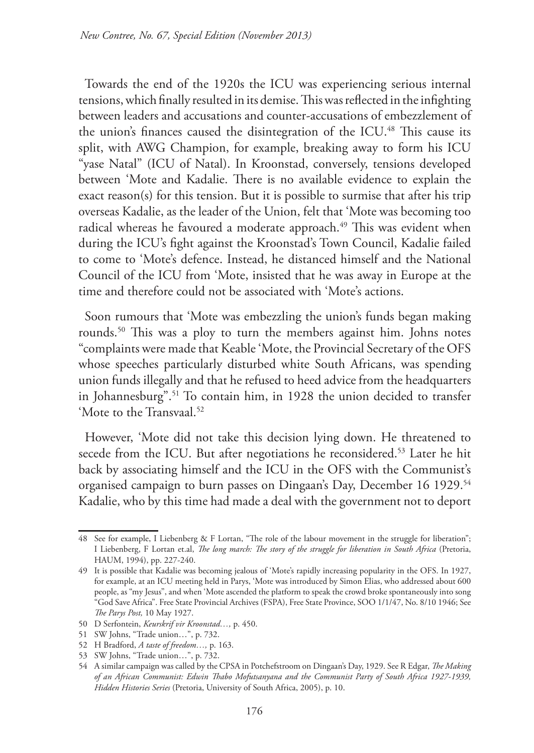Towards the end of the 1920s the ICU was experiencing serious internal tensions, which finally resulted in its demise. This was reflected in the infighting between leaders and accusations and counter-accusations of embezzlement of the union's finances caused the disintegration of the ICU.[48] This cause its split, with AWG Champion, for example, breaking away to form his ICU "yase Natal" (ICU of Natal). In Kroonstad, conversely, tensions developed between 'Mote and Kadalie. There is no available evidence to explain the exact reason(s) for this tension. But it is possible to surmise that after his trip overseas Kadalie, as the leader of the Union, felt that 'Mote was becoming too radical whereas he favoured a moderate approach.[49] This was evident when during the ICU's fight against the Kroonstad's Town Council, Kadalie failed to come to 'Mote's defence. Instead, he distanced himself and the National Council of the ICU from 'Mote, insisted that he was away in Europe at the time and therefore could not be associated with 'Mote's actions.

Soon rumours that 'Mote was embezzling the union's funds began making rounds.[50] This was a ploy to turn the members against him. Johns notes "complaints were made that Keable 'Mote, the Provincial Secretary of the OFS whose speeches particularly disturbed white South Africans, was spending union funds illegally and that he refused to heed advice from the headquarters in Johannesburg".[51] To contain him, in 1928 the union decided to transfer 'Mote to the Transvaal.[52]

However, 'Mote did not take this decision lying down. He threatened to secede from the ICU. But after negotiations he reconsidered.[53] Later he hit back by associating himself and the ICU in the OFS with the Communist's organised campaign to burn passes on Dingaan's Day, December 16 1929.[54] Kadalie, who by this time had made a deal with the government not to deport

---

48 See for example, I Liebenberg & F Lortan, "The role of the labour movement in the struggle for liberation"; I Liebenberg, F Lortan et.al, *The long march: The story of the struggle for liberation in South Africa* (Pretoria, HAUM, 1994), pp. 227-240.

49 It is possible that Kadalie was becoming jealous of 'Mote's rapidly increasing popularity in the OFS. In 1927, for example, at an ICU meeting held in Parys, 'Mote was introduced by Simon Elias, who addressed about 600 people, as "my Jesus", and when 'Mote ascended the platform to speak the crowd broke spontaneously into song "God Save Africa". Free State Provincial Archives (FSPA), Free State Province, SOO 1/1/47, No. 8/10 1946; See *The Parys Post,* 10 May 1927.

50 D Serfontein, *Keurskrif vir Kroonstad…,* p. 450.

51 SW Johns, "Trade union…", p. 732.

52 H Bradford, *A taste of freedom…,* p. 163.

53 SW Johns, "Trade union…", p. 732.

54 A similar campaign was called by the CPSA in Potchefstroom on Dingaan's Day, 1929. See R Edgar, *The Making of an African Communist: Edwin Thabo Mofutsanyana and the Communist Party of South Africa 1927-1939, Hidden Histories Series* (Pretoria, University of South Africa, 2005), p. 10.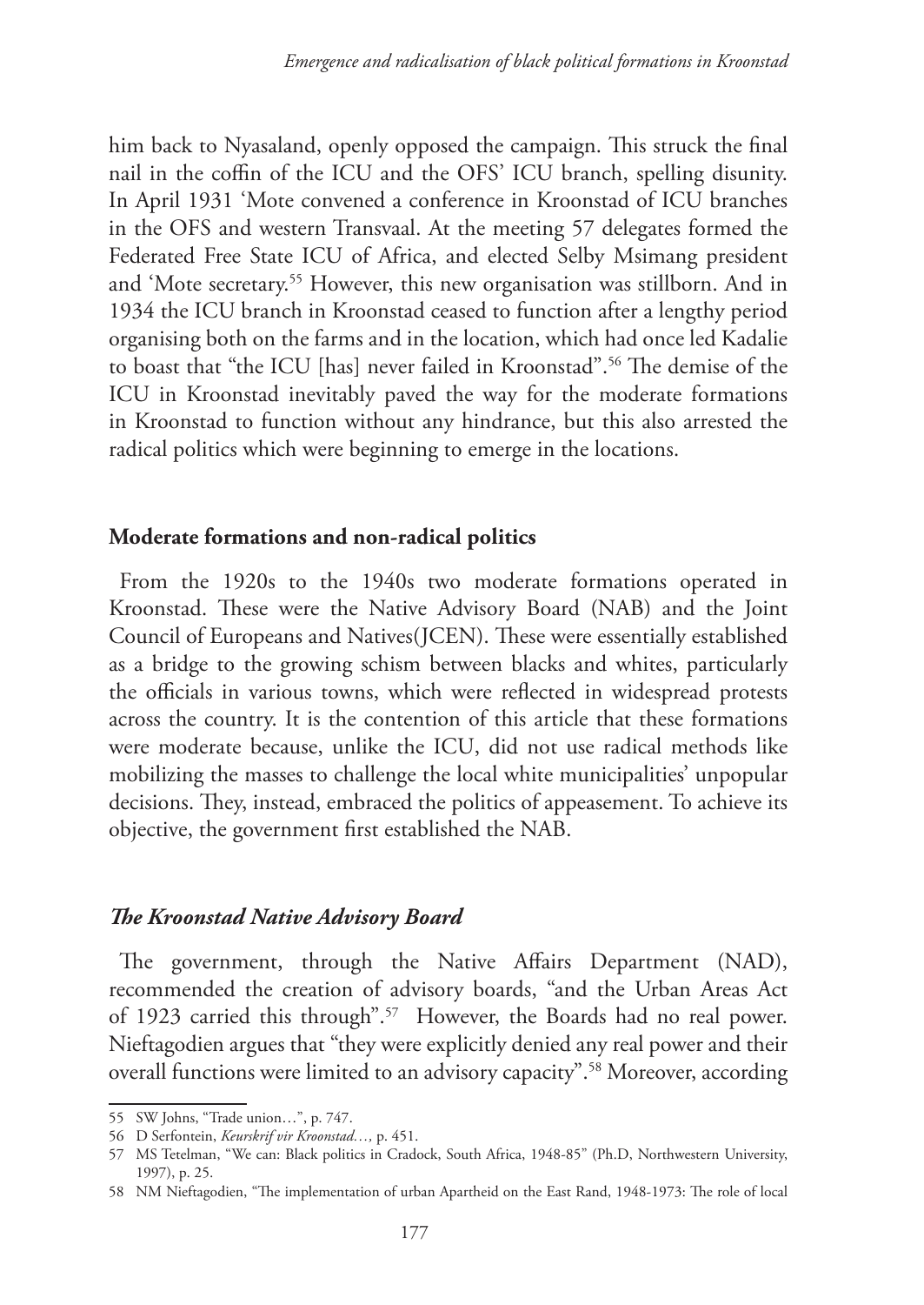him back to Nyasaland, openly opposed the campaign. This struck the final nail in the coffin of the ICU and the OFS' ICU branch, spelling disunity. In April 1931 'Mote convened a conference in Kroonstad of ICU branches in the OFS and western Transvaal. At the meeting 57 delegates formed the Federated Free State ICU of Africa, and elected Selby Msimang president and 'Mote secretary.[55] However, this new organisation was stillborn. And in 1934 the ICU branch in Kroonstad ceased to function after a lengthy period organising both on the farms and in the location, which had once led Kadalie to boast that "the ICU [has] never failed in Kroonstad".[56] The demise of the ICU in Kroonstad inevitably paved the way for the moderate formations in Kroonstad to function without any hindrance, but this also arrested the radical politics which were beginning to emerge in the locations.

## Moderate formations and non-radical politics

From the 1920s to the 1940s two moderate formations operated in Kroonstad. These were the Native Advisory Board (NAB) and the Joint Council of Europeans and Natives(JCEN). These were essentially established as a bridge to the growing schism between blacks and whites, particularly the officials in various towns, which were reflected in widespread protests across the country. It is the contention of this article that these formations were moderate because, unlike the ICU, did not use radical methods like mobilizing the masses to challenge the local white municipalities' unpopular decisions. They, instead, embraced the politics of appeasement. To achieve its objective, the government first established the NAB.

### *The Kroonstad Native Advisory Board*

The government, through the Native Affairs Department (NAD), recommended the creation of advisory boards, "and the Urban Areas Act of 1923 carried this through".[57] However, the Boards had no real power. Nieftagodien argues that "they were explicitly denied any real power and their overall functions were limited to an advisory capacity".[58] Moreover, according

---

55 SW Johns, "Trade union…", p. 747.

56 D Serfontein, *Keurskrif vir Kroonstad…,* p. 451.

57 MS Tetelman, "We can: Black politics in Cradock, South Africa, 1948-85" (Ph.D, Northwestern University, 1997), p. 25.

58 NM Nieftagodien, "The implementation of urban Apartheid on the East Rand, 1948-1973: The role of local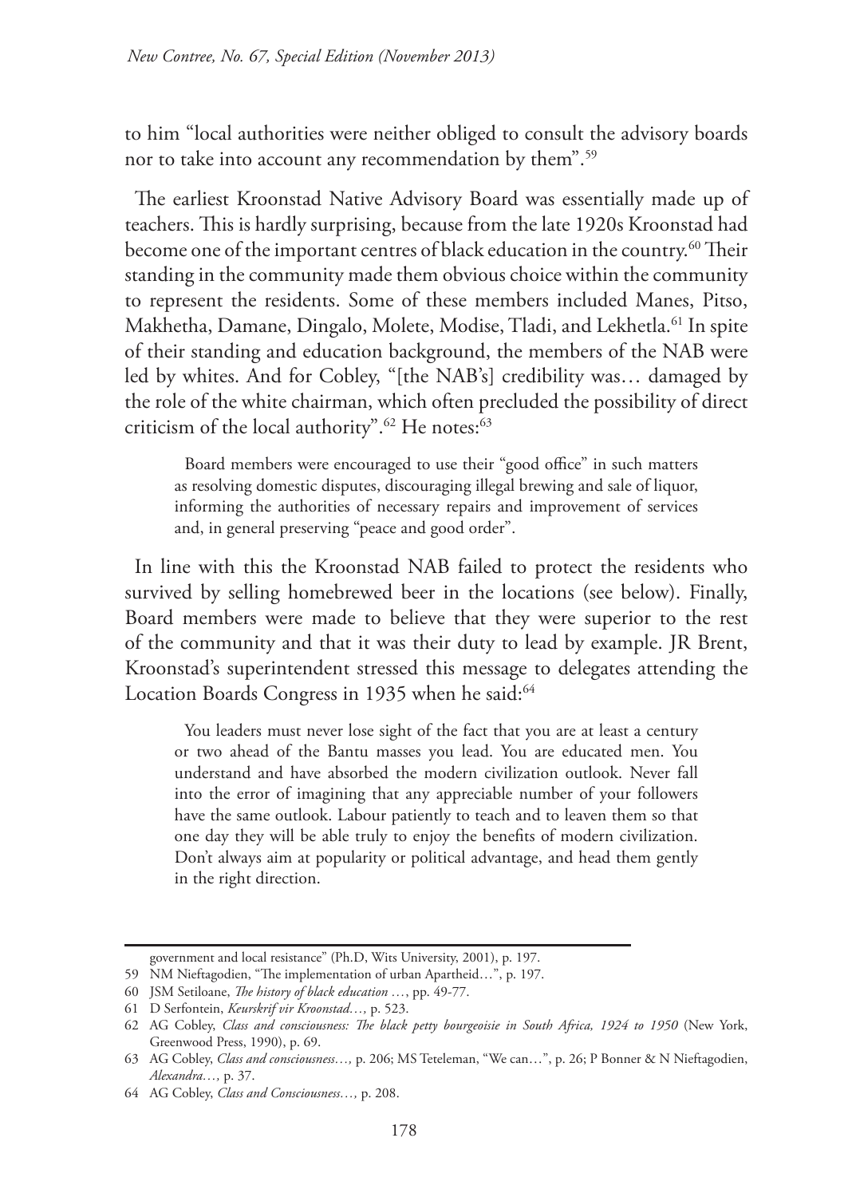to him "local authorities were neither obliged to consult the advisory boards nor to take into account any recommendation by them".[59]

The earliest Kroonstad Native Advisory Board was essentially made up of teachers. This is hardly surprising, because from the late 1920s Kroonstad had become one of the important centres of black education in the country.[60] Their standing in the community made them obvious choice within the community to represent the residents. Some of these members included Manes, Pitso, Makhetha, Damane, Dingalo, Molete, Modise, Tladi, and Lekhetla.[61] In spite of their standing and education background, the members of the NAB were led by whites. And for Cobley, "[the NAB's] credibility was… damaged by the role of the white chairman, which often precluded the possibility of direct criticism of the local authority".[62] He notes:[63]

> Board members were encouraged to use their "good office" in such matters as resolving domestic disputes, discouraging illegal brewing and sale of liquor, informing the authorities of necessary repairs and improvement of services and, in general preserving "peace and good order".

In line with this the Kroonstad NAB failed to protect the residents who survived by selling homebrewed beer in the locations (see below). Finally, Board members were made to believe that they were superior to the rest of the community and that it was their duty to lead by example. JR Brent, Kroonstad's superintendent stressed this message to delegates attending the Location Boards Congress in 1935 when he said:[64]

> You leaders must never lose sight of the fact that you are at least a century or two ahead of the Bantu masses you lead. You are educated men. You understand and have absorbed the modern civilization outlook. Never fall into the error of imagining that any appreciable number of your followers have the same outlook. Labour patiently to teach and to leaven them so that one day they will be able truly to enjoy the benefits of modern civilization. Don't always aim at popularity or political advantage, and head them gently in the right direction.

---

government and local resistance" (Ph.D, Wits University, 2001), p. 197.

59 NM Nieftagodien, "The implementation of urban Apartheid…", p. 197.

60 JSM Setiloane, *The history of black education …*, pp. 49-77.

61 D Serfontein, *Keurskrif vir Kroonstad…,* p. 523.

62 AG Cobley, *Class and consciousness: The black petty bourgeoisie in South Africa, 1924 to 1950* (New York, Greenwood Press, 1990), p. 69.

63 AG Cobley, *Class and consciousness…,* p. 206; MS Teteleman, "We can…", p. 26; P Bonner & N Nieftagodien, *Alexandra…,* p. 37.

64 AG Cobley, *Class and Consciousness…,* p. 208.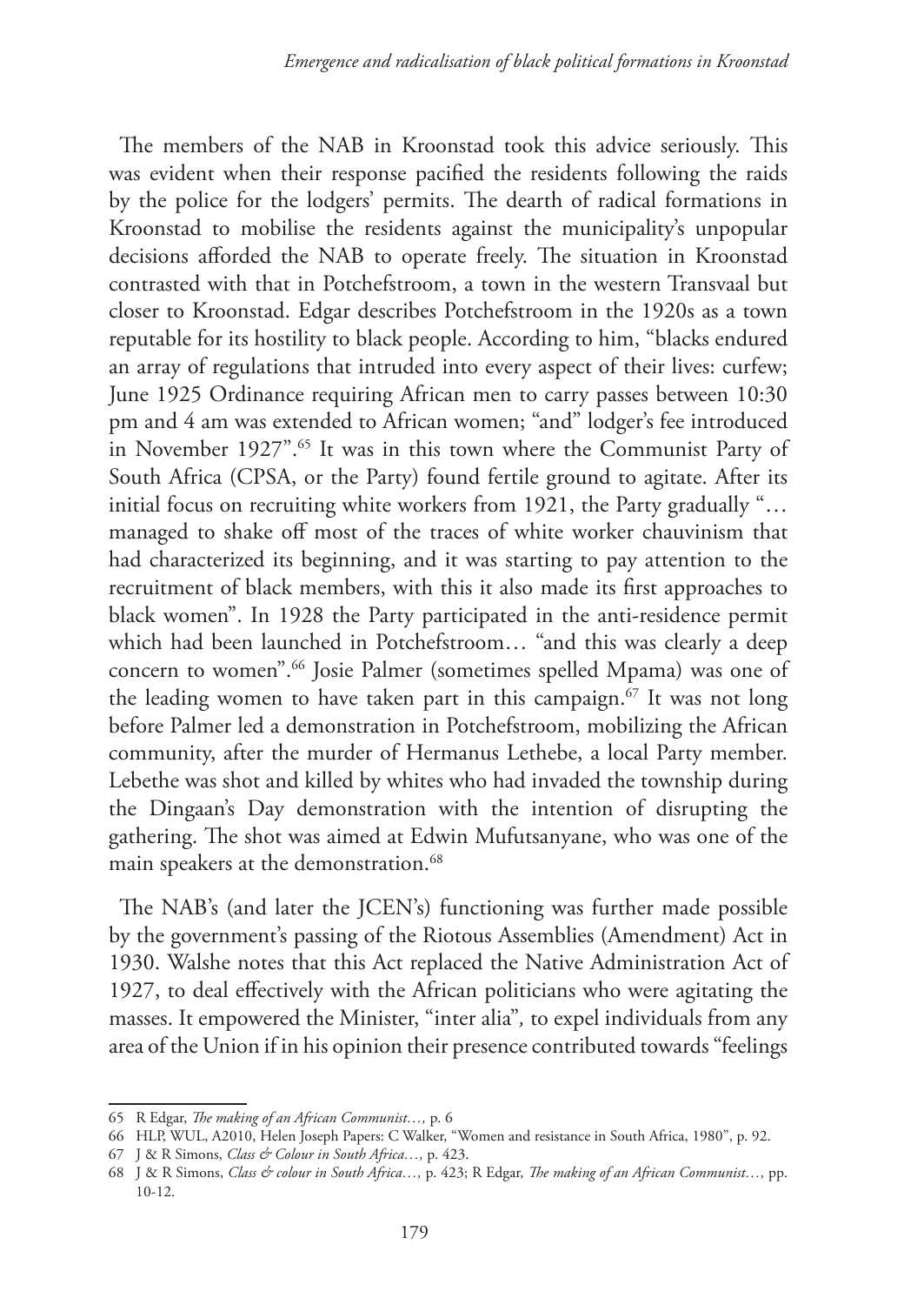The members of the NAB in Kroonstad took this advice seriously. This was evident when their response pacified the residents following the raids by the police for the lodgers' permits. The dearth of radical formations in Kroonstad to mobilise the residents against the municipality's unpopular decisions afforded the NAB to operate freely. The situation in Kroonstad contrasted with that in Potchefstroom, a town in the western Transvaal but closer to Kroonstad. Edgar describes Potchefstroom in the 1920s as a town reputable for its hostility to black people. According to him, "blacks endured an array of regulations that intruded into every aspect of their lives: curfew; June 1925 Ordinance requiring African men to carry passes between 10:30 pm and 4 am was extended to African women; "and" lodger's fee introduced in November 1927".[65] It was in this town where the Communist Party of South Africa (CPSA, or the Party) found fertile ground to agitate. After its initial focus on recruiting white workers from 1921, the Party gradually "… managed to shake off most of the traces of white worker chauvinism that had characterized its beginning, and it was starting to pay attention to the recruitment of black members, with this it also made its first approaches to black women". In 1928 the Party participated in the anti-residence permit which had been launched in Potchefstroom… "and this was clearly a deep concern to women".[66] Josie Palmer (sometimes spelled Mpama) was one of the leading women to have taken part in this campaign.[67] It was not long before Palmer led a demonstration in Potchefstroom, mobilizing the African community, after the murder of Hermanus Lethebe, a local Party member. Lebethe was shot and killed by whites who had invaded the township during the Dingaan's Day demonstration with the intention of disrupting the gathering. The shot was aimed at Edwin Mufutsanyane, who was one of the main speakers at the demonstration.[68]

The NAB's (and later the JCEN's) functioning was further made possible by the government's passing of the Riotous Assemblies (Amendment) Act in 1930. Walshe notes that this Act replaced the Native Administration Act of 1927, to deal effectively with the African politicians who were agitating the masses. It empowered the Minister, "inter alia", to expel individuals from any area of the Union if in his opinion their presence contributed towards "feelings

---

65 R Edgar, *The making of an African Communist…,* p. 6

66 HLP, WUL, A2010, Helen Joseph Papers: C Walker, "Women and resistance in South Africa, 1980", p. 92.

67 J & R Simons, *Class & Colour in South Africa…,* p. 423.

68 J & R Simons, *Class & colour in South Africa…,* p. 423; R Edgar, *The making of an African Communist…,* pp. 10-12.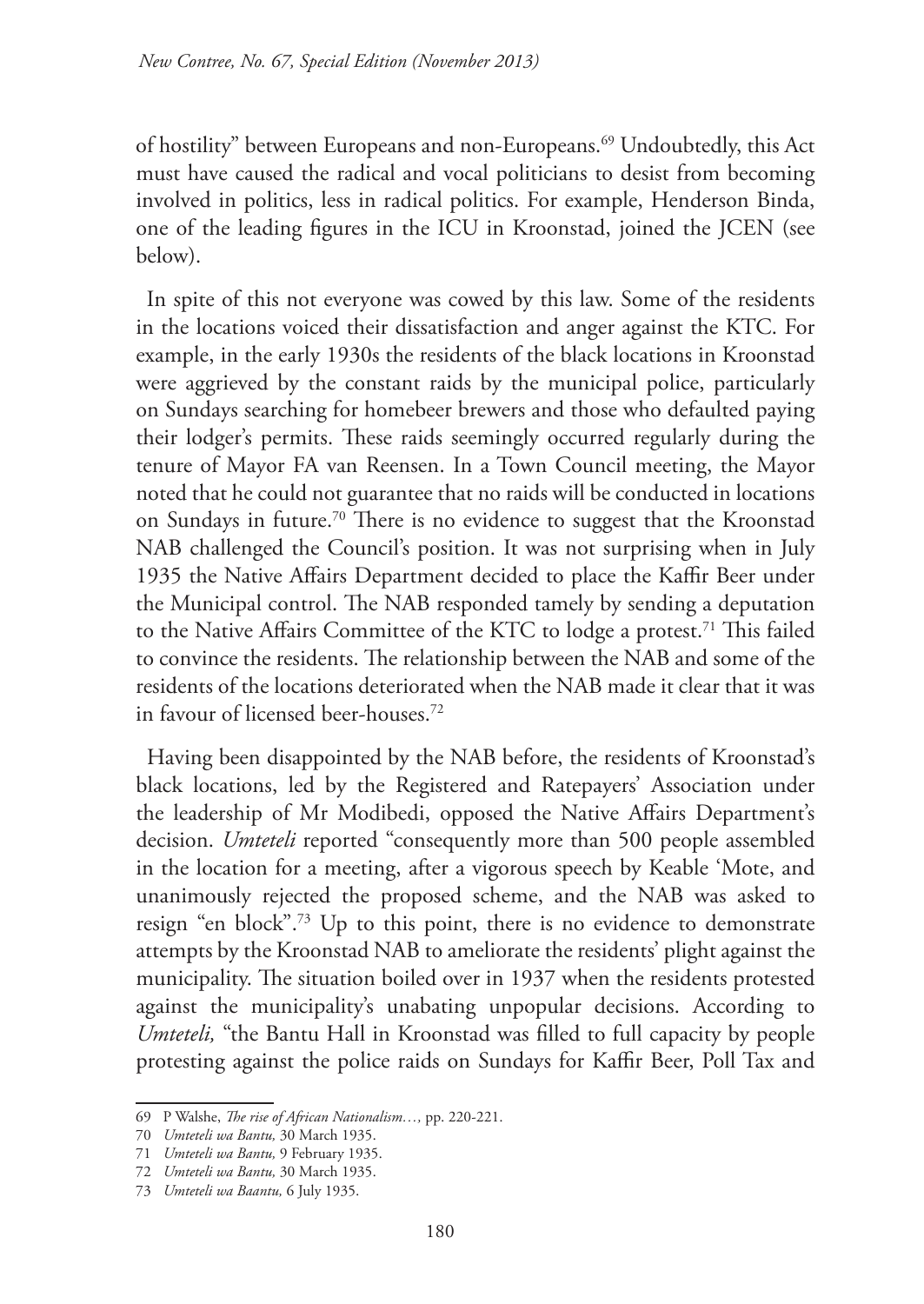of hostility" between Europeans and non-Europeans.[69] Undoubtedly, this Act must have caused the radical and vocal politicians to desist from becoming involved in politics, less in radical politics. For example, Henderson Binda, one of the leading figures in the ICU in Kroonstad, joined the JCEN (see below).

In spite of this not everyone was cowed by this law. Some of the residents in the locations voiced their dissatisfaction and anger against the KTC. For example, in the early 1930s the residents of the black locations in Kroonstad were aggrieved by the constant raids by the municipal police, particularly on Sundays searching for homebeer brewers and those who defaulted paying their lodger's permits. These raids seemingly occurred regularly during the tenure of Mayor FA van Reensen. In a Town Council meeting, the Mayor noted that he could not guarantee that no raids will be conducted in locations on Sundays in future.[70] There is no evidence to suggest that the Kroonstad NAB challenged the Council's position. It was not surprising when in July 1935 the Native Affairs Department decided to place the Kaffir Beer under the Municipal control. The NAB responded tamely by sending a deputation to the Native Affairs Committee of the KTC to lodge a protest.[71] This failed to convince the residents. The relationship between the NAB and some of the residents of the locations deteriorated when the NAB made it clear that it was in favour of licensed beer-houses.[72]

Having been disappointed by the NAB before, the residents of Kroonstad's black locations, led by the Registered and Ratepayers' Association under the leadership of Mr Modibedi, opposed the Native Affairs Department's decision. *Umteteli* reported "consequently more than 500 people assembled in the location for a meeting, after a vigorous speech by Keable 'Mote, and unanimously rejected the proposed scheme, and the NAB was asked to resign "en block".[73] Up to this point, there is no evidence to demonstrate attempts by the Kroonstad NAB to ameliorate the residents' plight against the municipality. The situation boiled over in 1937 when the residents protested against the municipality's unabating unpopular decisions. According to *Umteteli,* "the Bantu Hall in Kroonstad was filled to full capacity by people protesting against the police raids on Sundays for Kaffir Beer, Poll Tax and

---

69 P Walshe, *The rise of African Nationalism…,* pp. 220-221.

70 *Umteteli wa Bantu,* 30 March 1935.

71 *Umteteli wa Bantu,* 9 February 1935.

72 *Umteteli wa Bantu,* 30 March 1935.

73 *Umteteli wa Baantu,* 6 July 1935.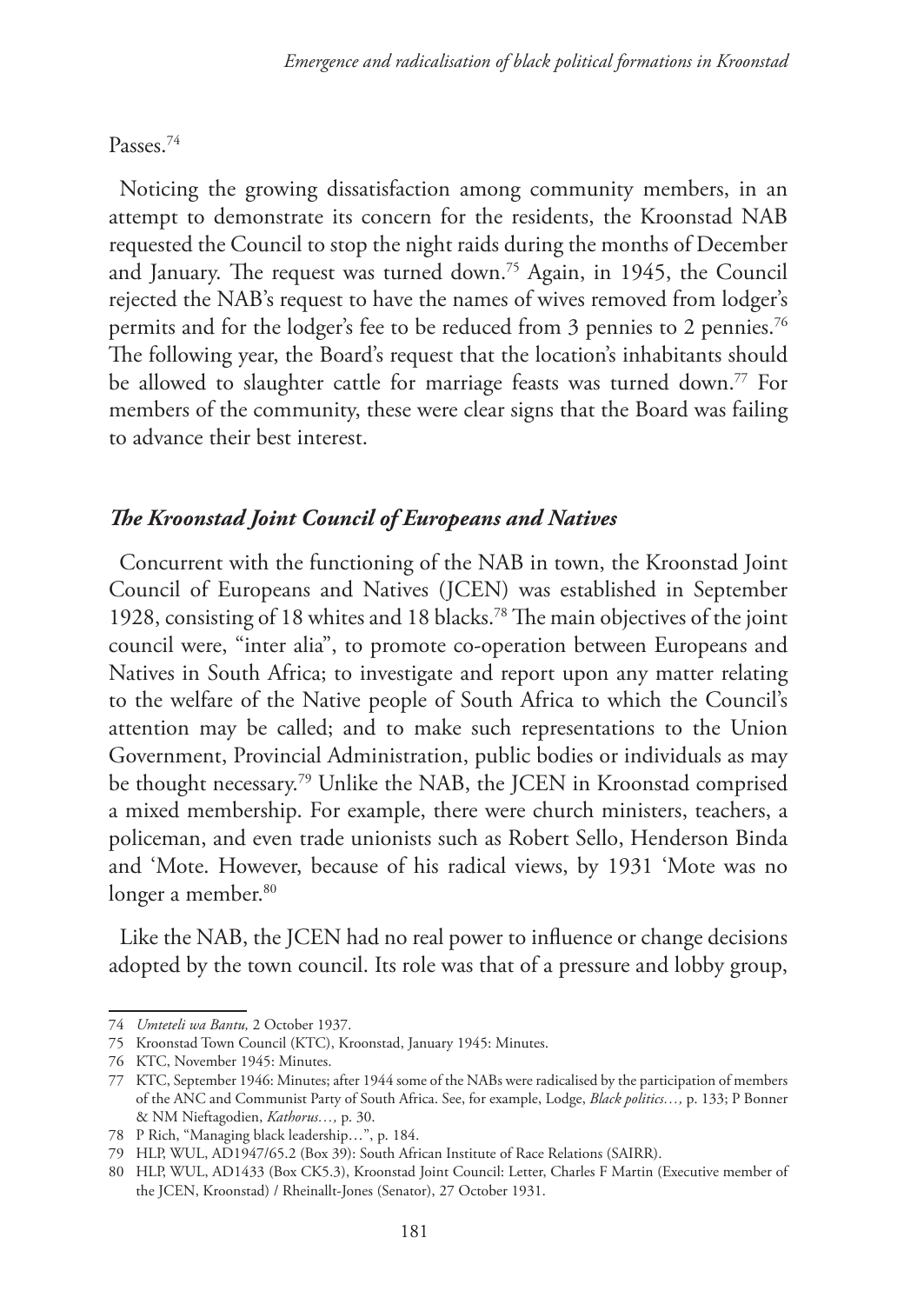Passes.[74]

Noticing the growing dissatisfaction among community members, in an attempt to demonstrate its concern for the residents, the Kroonstad NAB requested the Council to stop the night raids during the months of December and January. The request was turned down.[75] Again, in 1945, the Council rejected the NAB's request to have the names of wives removed from lodger's permits and for the lodger's fee to be reduced from 3 pennies to 2 pennies.[76] The following year, the Board's request that the location's inhabitants should be allowed to slaughter cattle for marriage feasts was turned down.[77] For members of the community, these were clear signs that the Board was failing to advance their best interest.

### *The Kroonstad Joint Council of Europeans and Natives*

Concurrent with the functioning of the NAB in town, the Kroonstad Joint Council of Europeans and Natives (JCEN) was established in September 1928, consisting of 18 whites and 18 blacks.[78] The main objectives of the joint council were, "inter alia", to promote co-operation between Europeans and Natives in South Africa; to investigate and report upon any matter relating to the welfare of the Native people of South Africa to which the Council's attention may be called; and to make such representations to the Union Government, Provincial Administration, public bodies or individuals as may be thought necessary.[79] Unlike the NAB, the JCEN in Kroonstad comprised a mixed membership. For example, there were church ministers, teachers, a policeman, and even trade unionists such as Robert Sello, Henderson Binda and 'Mote. However, because of his radical views, by 1931 'Mote was no longer a member.[80]

Like the NAB, the JCEN had no real power to influence or change decisions adopted by the town council. Its role was that of a pressure and lobby group,

---

74 *Umteteli wa Bantu,* 2 October 1937.

75 Kroonstad Town Council (KTC), Kroonstad, January 1945: Minutes.

76 KTC, November 1945: Minutes.

77 KTC, September 1946: Minutes; after 1944 some of the NABs were radicalised by the participation of members of the ANC and Communist Party of South Africa. See, for example, Lodge, *Black politics…,* p. 133; P Bonner & NM Nieftagodien, *Kathorus…,* p. 30.

78 P Rich, "Managing black leadership…", p. 184.

79 HLP, WUL, AD1947/65.2 (Box 39): South African Institute of Race Relations (SAIRR).

80 HLP, WUL, AD1433 (Box CK5.3), Kroonstad Joint Council: Letter, Charles F Martin (Executive member of the JCEN, Kroonstad) / Rheinallt-Jones (Senator), 27 October 1931.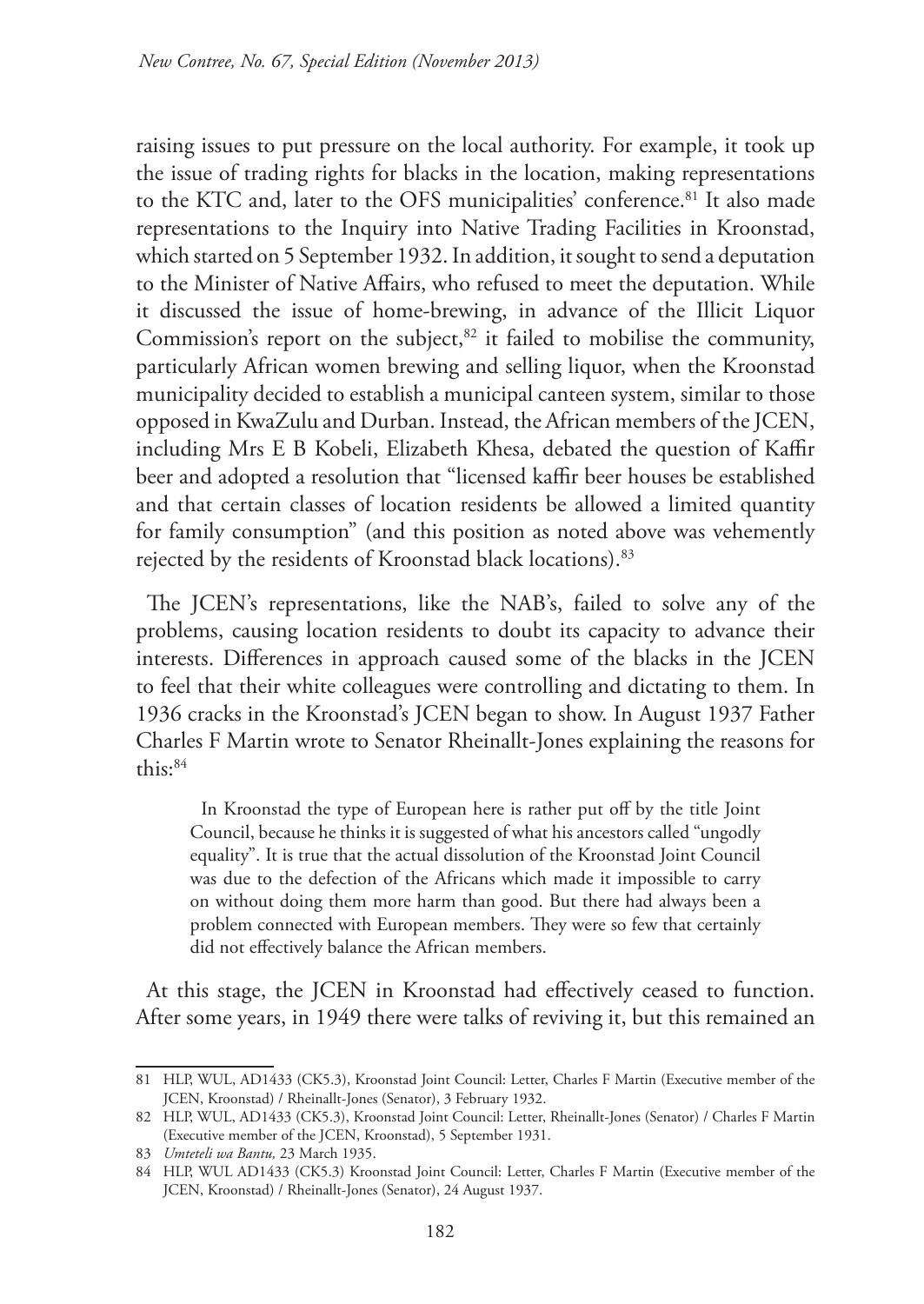raising issues to put pressure on the local authority. For example, it took up the issue of trading rights for blacks in the location, making representations to the KTC and, later to the OFS municipalities' conference.[81] It also made representations to the Inquiry into Native Trading Facilities in Kroonstad, which started on 5 September 1932. In addition, it sought to send a deputation to the Minister of Native Affairs, who refused to meet the deputation. While it discussed the issue of home-brewing, in advance of the Illicit Liquor Commission's report on the subject,[82] it failed to mobilise the community, particularly African women brewing and selling liquor, when the Kroonstad municipality decided to establish a municipal canteen system, similar to those opposed in KwaZulu and Durban. Instead, the African members of the JCEN, including Mrs E B Kobeli, Elizabeth Khesa, debated the question of Kaffir beer and adopted a resolution that "licensed kaffir beer houses be established and that certain classes of location residents be allowed a limited quantity for family consumption" (and this position as noted above was vehemently rejected by the residents of Kroonstad black locations).[83]

The JCEN's representations, like the NAB's, failed to solve any of the problems, causing location residents to doubt its capacity to advance their interests. Differences in approach caused some of the blacks in the JCEN to feel that their white colleagues were controlling and dictating to them. In 1936 cracks in the Kroonstad's JCEN began to show. In August 1937 Father Charles F Martin wrote to Senator Rheinallt-Jones explaining the reasons for this:[84]

> In Kroonstad the type of European here is rather put off by the title Joint Council, because he thinks it is suggested of what his ancestors called "ungodly equality". It is true that the actual dissolution of the Kroonstad Joint Council was due to the defection of the Africans which made it impossible to carry on without doing them more harm than good. But there had always been a problem connected with European members. They were so few that certainly did not effectively balance the African members.

At this stage, the JCEN in Kroonstad had effectively ceased to function. After some years, in 1949 there were talks of reviving it, but this remained an

---

81 HLP, WUL, AD1433 (CK5.3), Kroonstad Joint Council: Letter, Charles F Martin (Executive member of the JCEN, Kroonstad) / Rheinallt-Jones (Senator), 3 February 1932.

82 HLP, WUL, AD1433 (CK5.3), Kroonstad Joint Council: Letter, Rheinallt-Jones (Senator) / Charles F Martin (Executive member of the JCEN, Kroonstad), 5 September 1931.

83 *Umteteli wa Bantu,* 23 March 1935.

84 HLP, WUL AD1433 (CK5.3) Kroonstad Joint Council: Letter, Charles F Martin (Executive member of the JCEN, Kroonstad) / Rheinallt-Jones (Senator), 24 August 1937.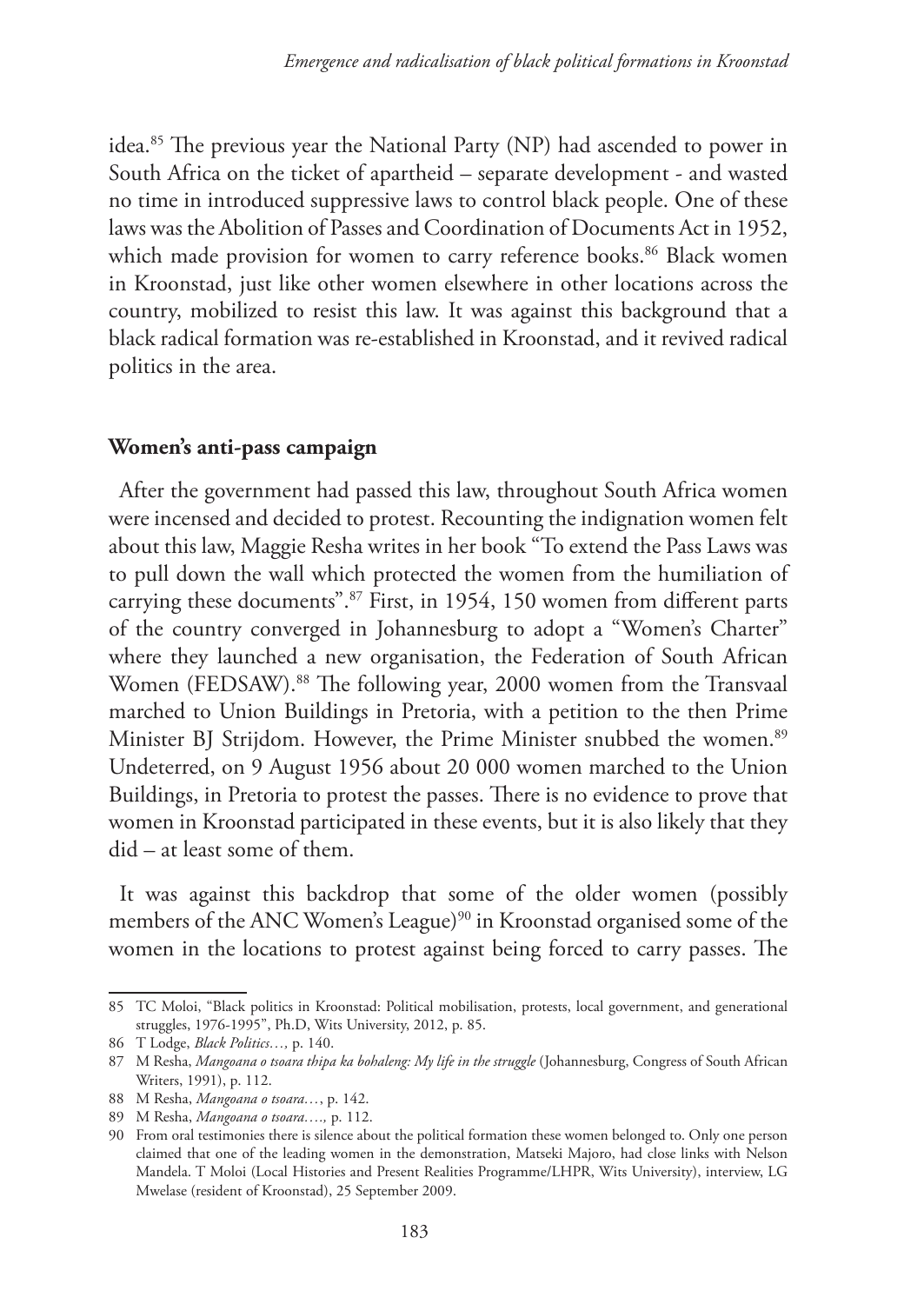idea.[85] The previous year the National Party (NP) had ascended to power in South Africa on the ticket of apartheid – separate development - and wasted no time in introduced suppressive laws to control black people. One of these laws was the Abolition of Passes and Coordination of Documents Act in 1952, which made provision for women to carry reference books.[86] Black women in Kroonstad, just like other women elsewhere in other locations across the country, mobilized to resist this law. It was against this background that a black radical formation was re-established in Kroonstad, and it revived radical politics in the area.

## Women's anti-pass campaign

After the government had passed this law, throughout South Africa women were incensed and decided to protest. Recounting the indignation women felt about this law, Maggie Resha writes in her book "To extend the Pass Laws was to pull down the wall which protected the women from the humiliation of carrying these documents".[87] First, in 1954, 150 women from different parts of the country converged in Johannesburg to adopt a "Women's Charter" where they launched a new organisation, the Federation of South African Women (FEDSAW).[88] The following year, 2000 women from the Transvaal marched to Union Buildings in Pretoria, with a petition to the then Prime Minister BJ Strijdom. However, the Prime Minister snubbed the women.[89] Undeterred, on 9 August 1956 about 20 000 women marched to the Union Buildings, in Pretoria to protest the passes. There is no evidence to prove that women in Kroonstad participated in these events, but it is also likely that they did – at least some of them.

It was against this backdrop that some of the older women (possibly members of the ANC Women's League)[90] in Kroonstad organised some of the women in the locations to protest against being forced to carry passes. The

---

85 TC Moloi, "Black politics in Kroonstad: Political mobilisation, protests, local government, and generational struggles, 1976-1995", Ph.D, Wits University, 2012, p. 85.

86 T Lodge, *Black Politics…,* p. 140.

87 M Resha, *Mangoana o tsoara thipa ka bohaleng: My life in the struggle* (Johannesburg, Congress of South African Writers, 1991), p. 112.

88 M Resha, *Mangoana o tsoara…*, p. 142.

89 M Resha, *Mangoana o tsoara….,* p. 112.

90 From oral testimonies there is silence about the political formation these women belonged to. Only one person claimed that one of the leading women in the demonstration, Matseki Majoro, had close links with Nelson Mandela. T Moloi (Local Histories and Present Realities Programme/LHPR, Wits University), interview, LG Mwelase (resident of Kroonstad), 25 September 2009.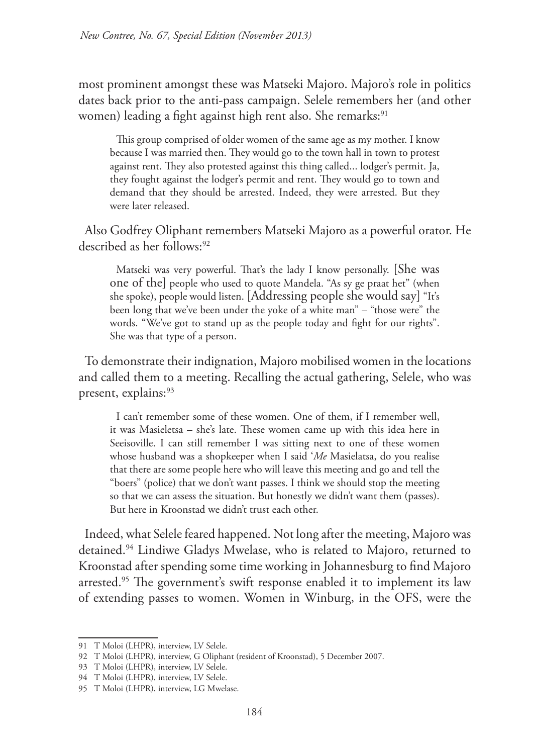most prominent amongst these was Matseki Majoro. Majoro's role in politics dates back prior to the anti-pass campaign. Selele remembers her (and other women) leading a fight against high rent also. She remarks:[91]

> This group comprised of older women of the same age as my mother. I know because I was married then. They would go to the town hall in town to protest against rent. They also protested against this thing called... lodger's permit. Ja, they fought against the lodger's permit and rent. They would go to town and demand that they should be arrested. Indeed, they were arrested. But they were later released.

Also Godfrey Oliphant remembers Matseki Majoro as a powerful orator. He described as her follows:[92]

> Matseki was very powerful. That's the lady I know personally. [She was one of the] people who used to quote Mandela. "As sy ge praat het" (when she spoke), people would listen. [Addressing people she would say] "It's been long that we've been under the yoke of a white man" – "those were" the words. "We've got to stand up as the people today and fight for our rights". She was that type of a person.

To demonstrate their indignation, Majoro mobilised women in the locations and called them to a meeting. Recalling the actual gathering, Selele, who was present, explains:[93]

> I can't remember some of these women. One of them, if I remember well, it was Masieletsa – she's late. These women came up with this idea here in Seeisoville. I can still remember I was sitting next to one of these women whose husband was a shopkeeper when I said '*Me* Masielatsa, do you realise that there are some people here who will leave this meeting and go and tell the "boers" (police) that we don't want passes. I think we should stop the meeting so that we can assess the situation. But honestly we didn't want them (passes). But here in Kroonstad we didn't trust each other.

Indeed, what Selele feared happened. Not long after the meeting, Majoro was detained.[94] Lindiwe Gladys Mwelase, who is related to Majoro, returned to Kroonstad after spending some time working in Johannesburg to find Majoro arrested.[95] The government's swift response enabled it to implement its law of extending passes to women. Women in Winburg, in the OFS, were the

---

91 T Moloi (LHPR), interview, LV Selele.

92 T Moloi (LHPR), interview, G Oliphant (resident of Kroonstad), 5 December 2007.

93 T Moloi (LHPR), interview, LV Selele.

94 T Moloi (LHPR), interview, LV Selele.

95 T Moloi (LHPR), interview, LG Mwelase.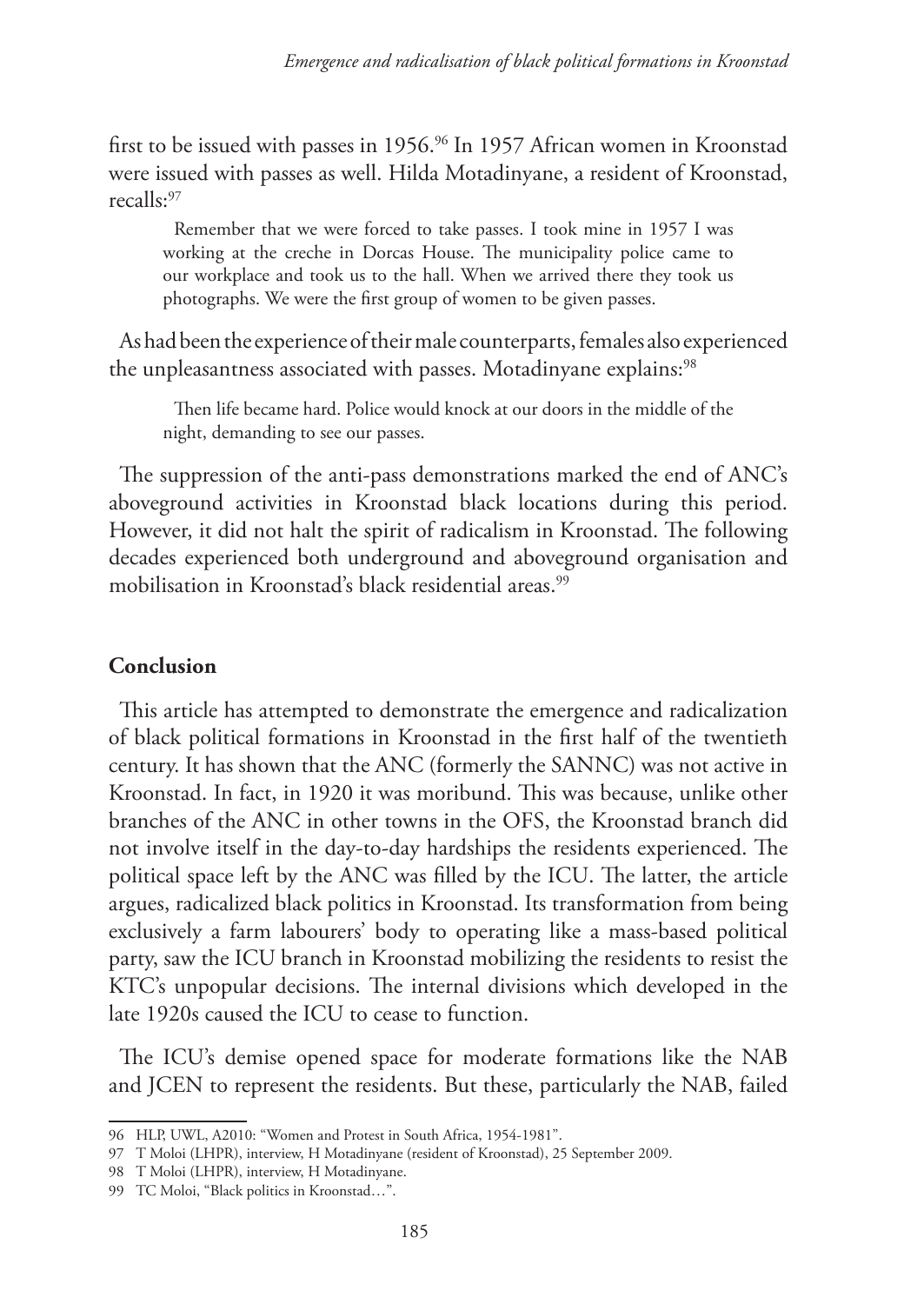first to be issued with passes in 1956.[96] In 1957 African women in Kroonstad were issued with passes as well. Hilda Motadinyane, a resident of Kroonstad, recalls:[97]

> Remember that we were forced to take passes. I took mine in 1957 I was working at the creche in Dorcas House. The municipality police came to our workplace and took us to the hall. When we arrived there they took us photographs. We were the first group of women to be given passes.

As had been the experience of their male counterparts, females also experienced the unpleasantness associated with passes. Motadinyane explains:[98]

> Then life became hard. Police would knock at our doors in the middle of the night, demanding to see our passes.

The suppression of the anti-pass demonstrations marked the end of ANC's aboveground activities in Kroonstad black locations during this period. However, it did not halt the spirit of radicalism in Kroonstad. The following decades experienced both underground and aboveground organisation and mobilisation in Kroonstad's black residential areas.[99]

## Conclusion

This article has attempted to demonstrate the emergence and radicalization of black political formations in Kroonstad in the first half of the twentieth century. It has shown that the ANC (formerly the SANNC) was not active in Kroonstad. In fact, in 1920 it was moribund. This was because, unlike other branches of the ANC in other towns in the OFS, the Kroonstad branch did not involve itself in the day-to-day hardships the residents experienced. The political space left by the ANC was filled by the ICU. The latter, the article argues, radicalized black politics in Kroonstad. Its transformation from being exclusively a farm labourers' body to operating like a mass-based political party, saw the ICU branch in Kroonstad mobilizing the residents to resist the KTC's unpopular decisions. The internal divisions which developed in the late 1920s caused the ICU to cease to function.

The ICU's demise opened space for moderate formations like the NAB and JCEN to represent the residents. But these, particularly the NAB, failed

---

96 HLP, UWL, A2010: "Women and Protest in South Africa, 1954-1981".

97 T Moloi (LHPR), interview, H Motadinyane (resident of Kroonstad), 25 September 2009.

98 T Moloi (LHPR), interview, H Motadinyane.

99 TC Moloi, "Black politics in Kroonstad…".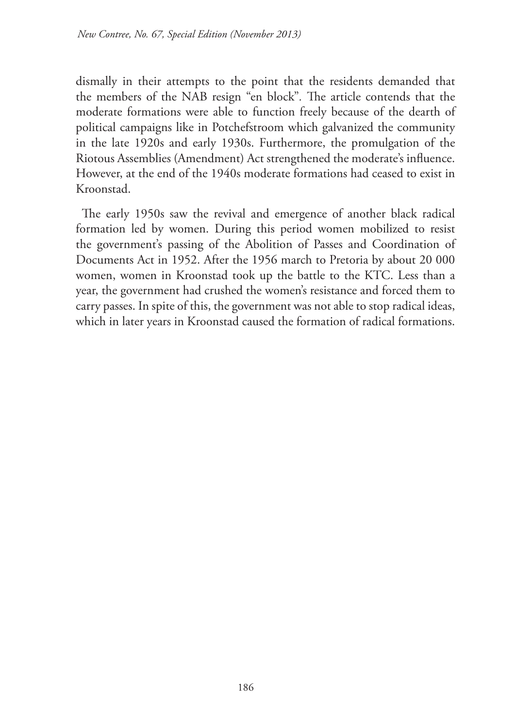dismally in their attempts to the point that the residents demanded that the members of the NAB resign "en block". The article contends that the moderate formations were able to function freely because of the dearth of political campaigns like in Potchefstroom which galvanized the community in the late 1920s and early 1930s. Furthermore, the promulgation of the Riotous Assemblies (Amendment) Act strengthened the moderate's influence. However, at the end of the 1940s moderate formations had ceased to exist in Kroonstad.

The early 1950s saw the revival and emergence of another black radical formation led by women. During this period women mobilized to resist the government's passing of the Abolition of Passes and Coordination of Documents Act in 1952. After the 1956 march to Pretoria by about 20 000 women, women in Kroonstad took up the battle to the KTC. Less than a year, the government had crushed the women's resistance and forced them to carry passes. In spite of this, the government was not able to stop radical ideas, which in later years in Kroonstad caused the formation of radical formations.